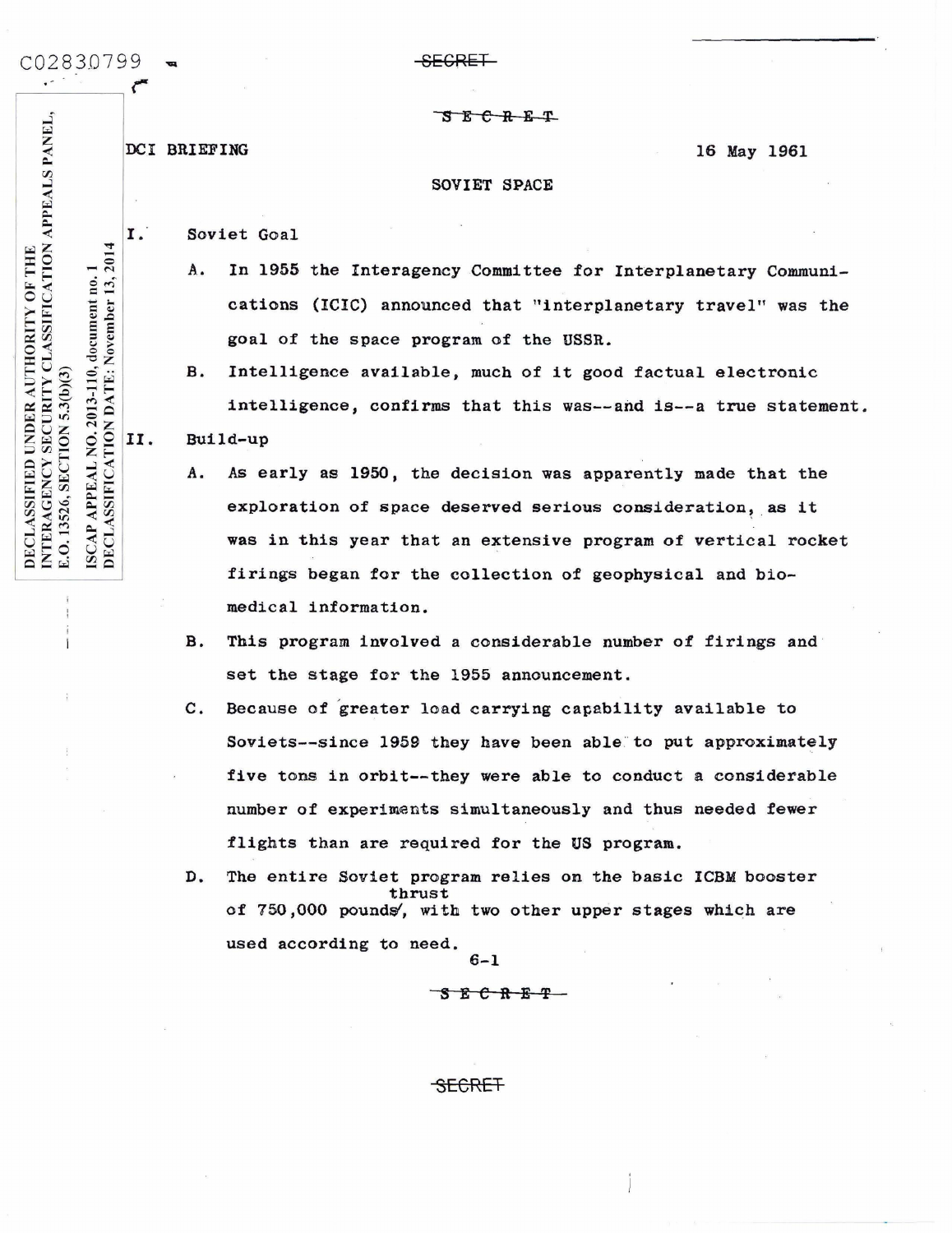C02830799

~~SECRET~~

~~SECRET~~

DECLASSIFIED UNDER AUTHORITY OF THE INTERAGENCY SECURITY CLASSIFICATION APPEALS PANEL, E.O. 13526, SECTION 5.3(b)(3)

ISCAP APPEAL NO. 2013-110, document no. 1
DECLASSIFICATION DATE: November 13, 2014

DCI BRIEFING                                                                 16 May 1961

## SOVIET SPACE

I. Soviet Goal

   A. In 1955 the Interagency Committee for Interplanetary Communications (ICIC) announced that "interplanetary travel" was the goal of the space program of the USSR.

   B. Intelligence available, much of it good factual electronic intelligence, confirms that this was--and is--a true statement.

II. Build-up

   A. As early as 1950, the decision was apparently made that the exploration of space deserved serious consideration, as it was in this year that an extensive program of vertical rocket firings began for the collection of geophysical and bio-medical information.

   B. This program involved a considerable number of firings and set the stage for the 1955 announcement.

   C. Because of greater load carrying capability available to Soviets--since 1959 they have been able to put approximately five tons in orbit--they were able to conduct a considerable number of experiments simultaneously and thus needed fewer flights than are required for the US program.

   D. The entire Soviet program relies on the basic ICBM booster thrust of 750,000 pounds, with two other upper stages which are used according to need.

6-1

~~SECRET~~

~~SECRET~~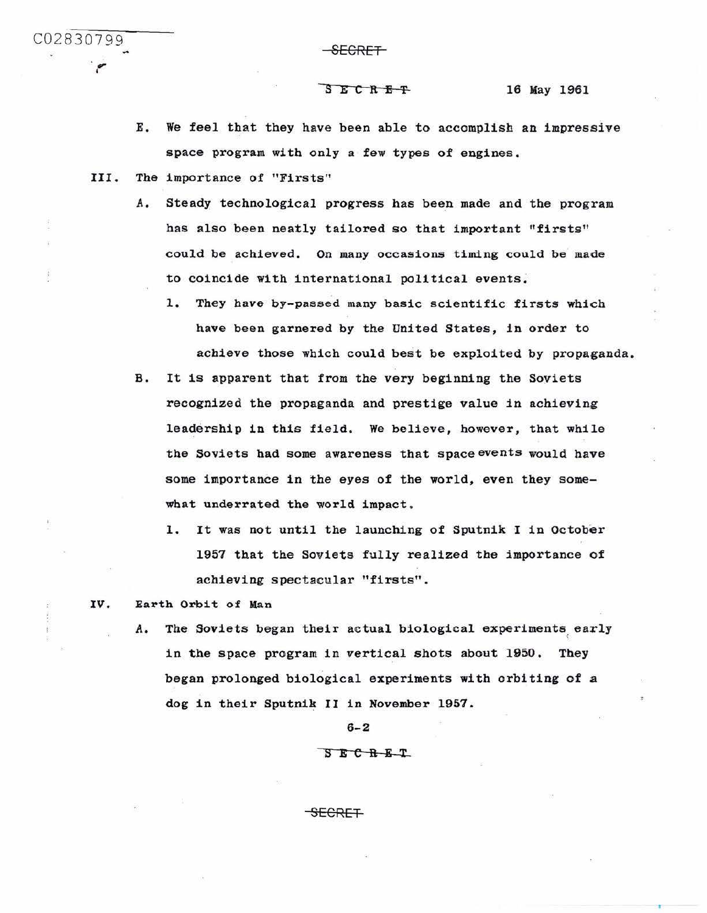16 May 1961

E. We feel that they have been able to accomplish an impressive space program with only a few types of engines.

III. The importance of "Firsts"

A. Steady technological progress has been made and the program has also been neatly tailored so that important "firsts" could be achieved. On many occasions timing could be made to coincide with international political events.

1. They have by-passed many basic scientific firsts which have been garnered by the United States, in order to achieve those which could best be exploited by propaganda.

B. It is apparent that from the very beginning the Soviets recognized the propaganda and prestige value in achieving leadership in this field. We believe, however, that while the Soviets had some awareness that space events would have some importance in the eyes of the world, even they somewhat underrated the world impact.

1. It was not until the launching of Sputnik I in October 1957 that the Soviets fully realized the importance of achieving spectacular "firsts".

IV. Earth Orbit of Man

A. The Soviets began their actual biological experiments early in the space program in vertical shots about 1950. They began prolonged biological experiments with orbiting of a dog in their Sputnik II in November 1957.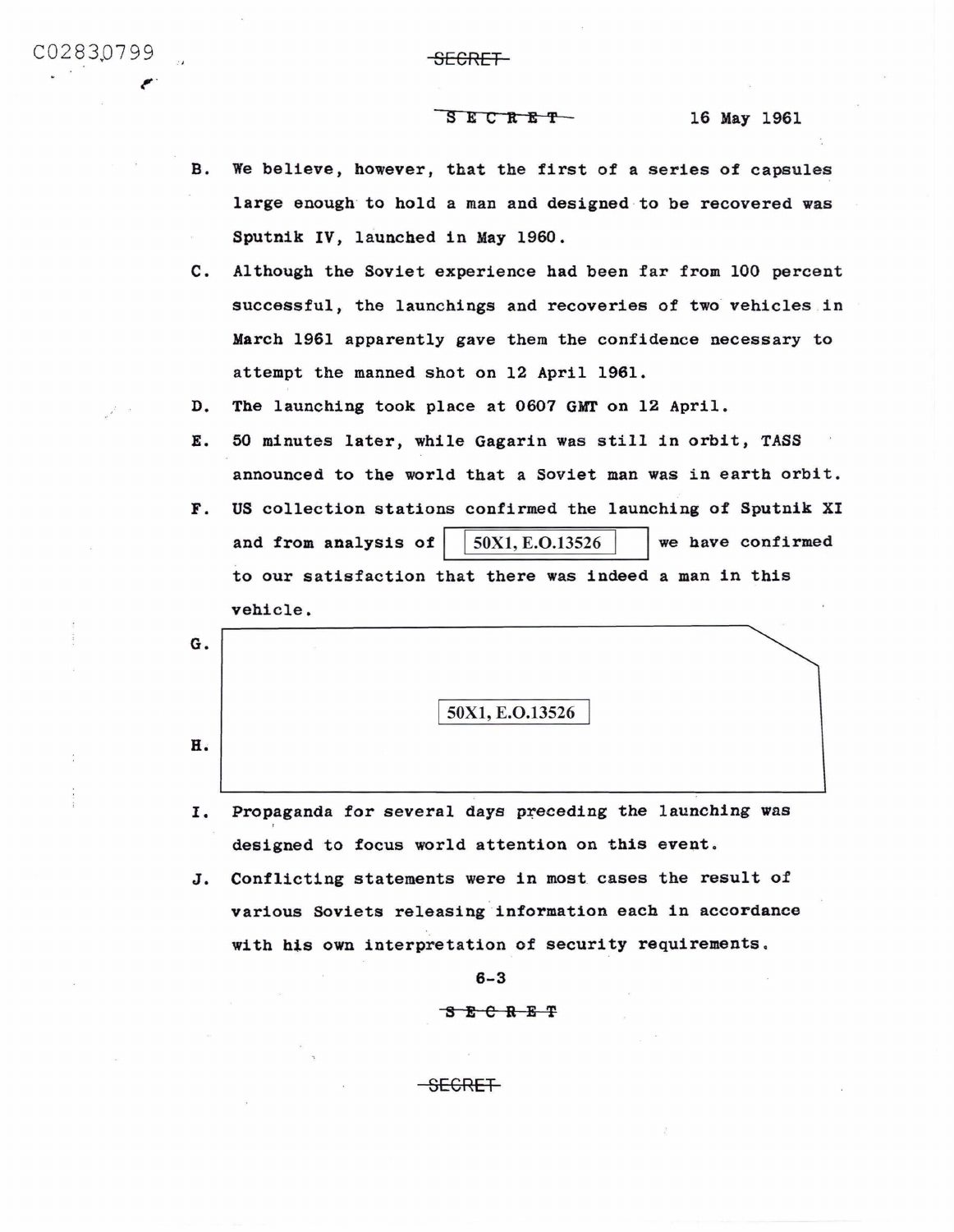16 May 1961

B. We believe, however, that the first of a series of capsules large enough to hold a man and designed to be recovered was Sputnik IV, launched in May 1960.

C. Although the Soviet experience had been far from 100 percent successful, the launchings and recoveries of two vehicles in March 1961 apparently gave them the confidence necessary to attempt the manned shot on 12 April 1961.

D. The launching took place at 0607 GMT on 12 April.

E. 50 minutes later, while Gagarin was still in orbit, TASS announced to the world that a Soviet man was in earth orbit.

F. US collection stations confirmed the launching of Sputnik XI and from analysis of [50X1, E.O.13526] we have confirmed to our satisfaction that there was indeed a man in this vehicle.

G. [50X1, E.O.13526]

H.

I. Propaganda for several days preceding the launching was designed to focus world attention on this event.

J. Conflicting statements were in most cases the result of various Soviets releasing information each in accordance with his own interpretation of security requirements.